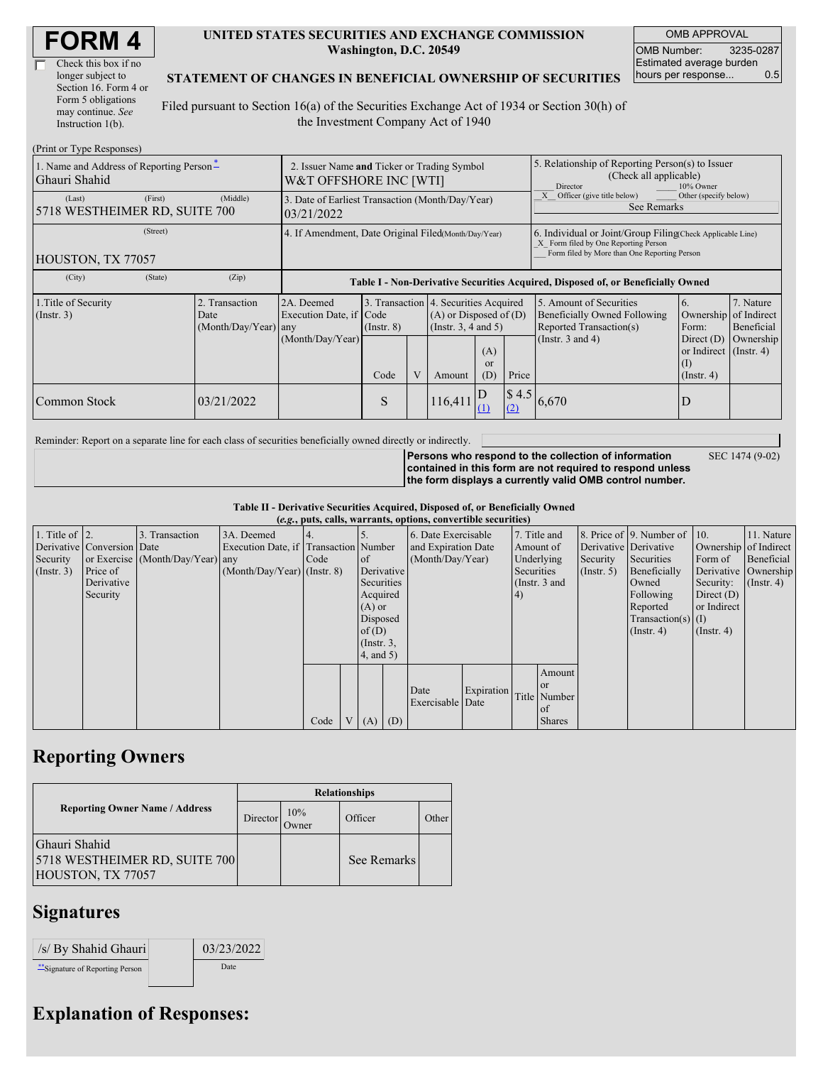# FORM 4

☐ Check this box if no longer subject to Section 16. Form 4 or Form 5 obligations may continue. *See* Instruction 1(b).

**UNITED STATES SECURITIES AND EXCHANGE COMMISSION**
**Washington, D.C. 20549**

**STATEMENT OF CHANGES IN BENEFICIAL OWNERSHIP OF SECURITIES**

Filed pursuant to Section 16(a) of the Securities Exchange Act of 1934 or Section 30(h) of the Investment Company Act of 1940

| OMB APPROVAL | |
|---|---|
| OMB Number: | 3235-0287 |
| Estimated average burden hours per response... | 0.5 |

(Print or Type Responses)

| 1. Name and Address of Reporting Person* | 2. Issuer Name **and** Ticker or Trading Symbol | 5. Relationship of Reporting Person(s) to Issuer (Check all applicable) |
|---|---|---|
| Ghauri Shahid | W&T OFFSHORE INC [WTI] | ___ Director ___ 10% Owner |
| (Last) (First) (Middle) | 3. Date of Earliest Transaction (Month/Day/Year) | _X_ Officer (give title below) ___ Other (specify below) |
| 5718 WESTHEIMER RD, SUITE 700 | 03/21/2022 | See Remarks |
| (Street) | 4. If Amendment, Date Original Filed (Month/Day/Year) | 6. Individual or Joint/Group Filing (Check Applicable Line) |
| HOUSTON, TX 77057 | | _X_ Form filed by One Reporting Person ___ Form filed by More than One Reporting Person |
| (City) (State) (Zip) | | |

**Table I - Non-Derivative Securities Acquired, Disposed of, or Beneficially Owned**

| 1.Title of Security (Instr. 3) | 2. Transaction Date (Month/Day/Year) | 2A. Deemed Execution Date, if any (Month/Day/Year) | 3. Transaction Code (Instr. 8) | | 4. Securities Acquired (A) or Disposed of (D) (Instr. 3, 4 and 5) | | | 5. Amount of Securities Beneficially Owned Following Reported Transaction(s) (Instr. 3 and 4) | 6. Ownership Form: Direct (D) or Indirect (I) (Instr. 4) | 7. Nature of Indirect Beneficial Ownership (Instr. 4) |
|---|---|---|---|---|---|---|---|---|---|---|
| | | | Code | V | Amount | (A) or (D) | Price | | | |
| Common Stock | 03/21/2022 | | S | | 116,411 | D (1) | $ 4.5 (2) | 6,670 | D | |

Reminder: Report on a separate line for each class of securities beneficially owned directly or indirectly.

**Persons who respond to the collection of information contained in this form are not required to respond unless the form displays a currently valid OMB control number.** SEC 1474 (9-02)

**Table II - Derivative Securities Acquired, Disposed of, or Beneficially Owned**
***(e.g.*, puts, calls, warrants, options, convertible securities)**

| 1. Title of Derivative Security (Instr. 3) | 2. Conversion or Exercise Price of Derivative Security | 3. Transaction Date (Month/Day/Year) | 3A. Deemed Execution Date, if any (Month/Day/Year) | 4. Transaction Code (Instr. 8) | | 5. Number of Derivative Securities Acquired (A) or Disposed of (D) (Instr. 3, 4, and 5) | | 6. Date Exercisable and Expiration Date (Month/Day/Year) | | 7. Title and Amount of Underlying Securities (Instr. 3 and 4) | | 8. Price of Derivative Security (Instr. 5) | 9. Number of Derivative Securities Beneficially Owned Following Reported Transaction(s) (Instr. 4) | 10. Ownership Form of Derivative Security: Direct (D) or Indirect (I) (Instr. 4) | 11. Nature of Indirect Beneficial Ownership (Instr. 4) |
|---|---|---|---|---|---|---|---|---|---|---|---|---|---|---|---|
| | | | | Code | V | (A) | (D) | Date Exercisable | Expiration Date | Title | Amount or Number of Shares | | | | |

## Reporting Owners

| Reporting Owner Name / Address | Relationships | | | |
|---|---|---|---|---|
| | Director | 10% Owner | Officer | Other |
| Ghauri Shahid<br>5718 WESTHEIMER RD, SUITE 700<br>HOUSTON, TX 77057 | | | See Remarks | |

## Signatures

| /s/ By Shahid Ghauri | 03/23/2022 |
|---|---|
| **Signature of Reporting Person | Date |

## Explanation of Responses: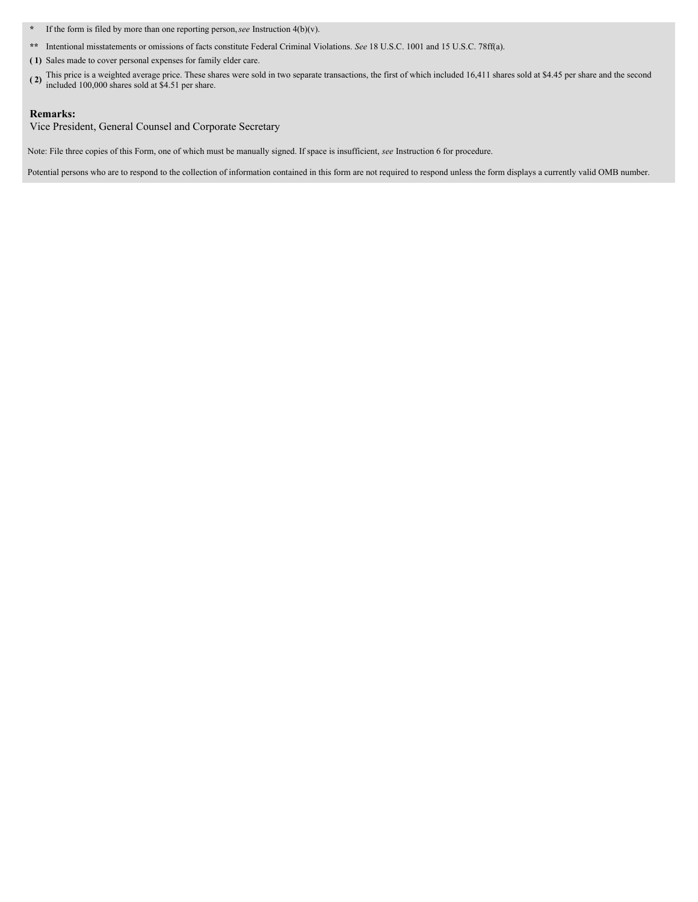\* If the form is filed by more than one reporting person, *see* Instruction 4(b)(v).

\*\* Intentional misstatements or omissions of facts constitute Federal Criminal Violations. *See* 18 U.S.C. 1001 and 15 U.S.C. 78ff(a).

**( 1)** Sales made to cover personal expenses for family elder care.

**( 2)** This price is a weighted average price. These shares were sold in two separate transactions, the first of which included 16,411 shares sold at $4.45 per share and the second included 100,000 shares sold at $4.51 per share.

**Remarks:**

Vice President, General Counsel and Corporate Secretary

Note: File three copies of this Form, one of which must be manually signed. If space is insufficient, *see* Instruction 6 for procedure.

Potential persons who are to respond to the collection of information contained in this form are not required to respond unless the form displays a currently valid OMB number.